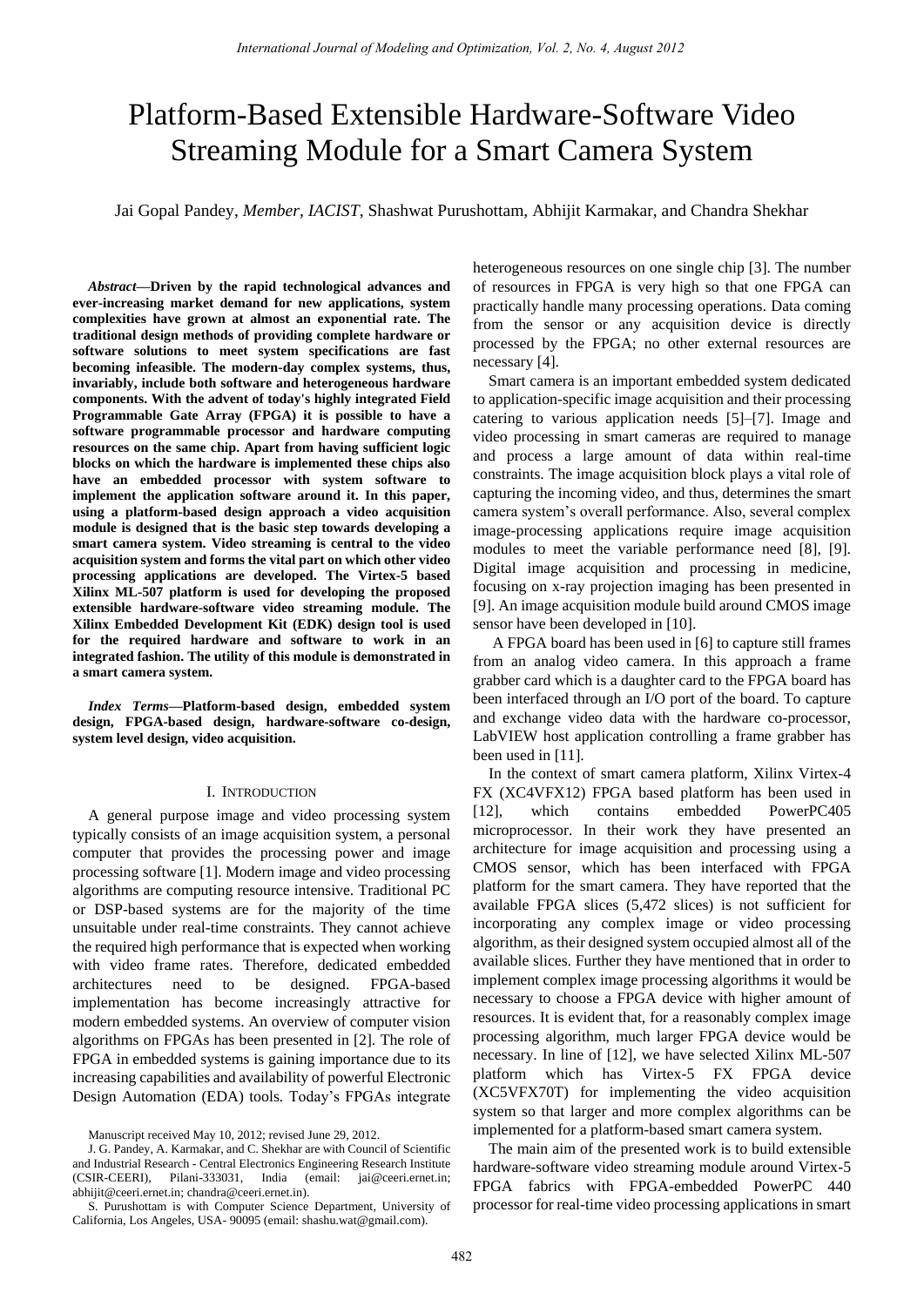# Platform-Based Extensible Hardware-Software Video Streaming Module for a Smart Camera System

Jai Gopal Pandey, *Member*, *IACIST*, Shashwat Purushottam, Abhijit Karmakar, and Chandra Shekhar

***Abstract*—Driven by the rapid technological advances and ever-increasing market demand for new applications, system complexities have grown at almost an exponential rate. The traditional design methods of providing complete hardware or software solutions to meet system specifications are fast becoming infeasible. The modern-day complex systems, thus, invariably, include both software and heterogeneous hardware components. With the advent of today's highly integrated Field Programmable Gate Array (FPGA) it is possible to have a software programmable processor and hardware computing resources on the same chip. Apart from having sufficient logic blocks on which the hardware is implemented these chips also have an embedded processor with system software to implement the application software around it. In this paper, using a platform-based design approach a video acquisition module is designed that is the basic step towards developing a smart camera system. Video streaming is central to the video acquisition system and forms the vital part on which other video processing applications are developed. The Virtex-5 based Xilinx ML-507 platform is used for developing the proposed extensible hardware-software video streaming module. The Xilinx Embedded Development Kit (EDK) design tool is used for the required hardware and software to work in an integrated fashion. The utility of this module is demonstrated in a smart camera system.**

***Index Terms*—Platform-based design, embedded system design, FPGA-based design, hardware-software co-design, system level design, video acquisition.**

## I. Introduction

A general purpose image and video processing system typically consists of an image acquisition system, a personal computer that provides the processing power and image processing software [1]. Modern image and video processing algorithms are computing resource intensive. Traditional PC or DSP-based systems are for the majority of the time unsuitable under real-time constraints. They cannot achieve the required high performance that is expected when working with video frame rates. Therefore, dedicated embedded architectures need to be designed. FPGA-based implementation has become increasingly attractive for modern embedded systems. An overview of computer vision algorithms on FPGAs has been presented in [2]. The role of FPGA in embedded systems is gaining importance due to its increasing capabilities and availability of powerful Electronic Design Automation (EDA) tools. Today's FPGAs integrate heterogeneous resources on one single chip [3]. The number of resources in FPGA is very high so that one FPGA can practically handle many processing operations. Data coming from the sensor or any acquisition device is directly processed by the FPGA; no other external resources are necessary [4].

Smart camera is an important embedded system dedicated to application-specific image acquisition and their processing catering to various application needs [5]–[7]. Image and video processing in smart cameras are required to manage and process a large amount of data within real-time constraints. The image acquisition block plays a vital role of capturing the incoming video, and thus, determines the smart camera system's overall performance. Also, several complex image-processing applications require image acquisition modules to meet the variable performance need [8], [9]. Digital image acquisition and processing in medicine, focusing on x-ray projection imaging has been presented in [9]. An image acquisition module build around CMOS image sensor have been developed in [10].

A FPGA board has been used in [6] to capture still frames from an analog video camera. In this approach a frame grabber card which is a daughter card to the FPGA board has been interfaced through an I/O port of the board. To capture and exchange video data with the hardware co-processor, LabVIEW host application controlling a frame grabber has been used in [11].

In the context of smart camera platform, Xilinx Virtex-4 FX (XC4VFX12) FPGA based platform has been used in [12], which contains embedded PowerPC405 microprocessor. In their work they have presented an architecture for image acquisition and processing using a CMOS sensor, which has been interfaced with FPGA platform for the smart camera. They have reported that the available FPGA slices (5,472 slices) is not sufficient for incorporating any complex image or video processing algorithm, as their designed system occupied almost all of the available slices. Further they have mentioned that in order to implement complex image processing algorithms it would be necessary to choose a FPGA device with higher amount of resources. It is evident that, for a reasonably complex image processing algorithm, much larger FPGA device would be necessary. In line of [12], we have selected Xilinx ML-507 platform which has Virtex-5 FX FPGA device (XC5VFX70T) for implementing the video acquisition system so that larger and more complex algorithms can be implemented for a platform-based smart camera system.

The main aim of the presented work is to build extensible hardware-software video streaming module around Virtex-5 FPGA fabrics with FPGA-embedded PowerPC 440 processor for real-time video processing applications in smart

Manuscript received May 10, 2012; revised June 29, 2012.

J. G. Pandey, A. Karmakar, and C. Shekhar are with Council of Scientific and Industrial Research - Central Electronics Engineering Research Institute (CSIR-CEERI), Pilani-333031, India (email: jai@ceeri.ernet.in; abhijit@ceeri.ernet.in; chandra@ceeri.ernet.in).

S. Purushottam is with Computer Science Department, University of California, Los Angeles, USA- 90095 (email: shashu.wat@gmail.com).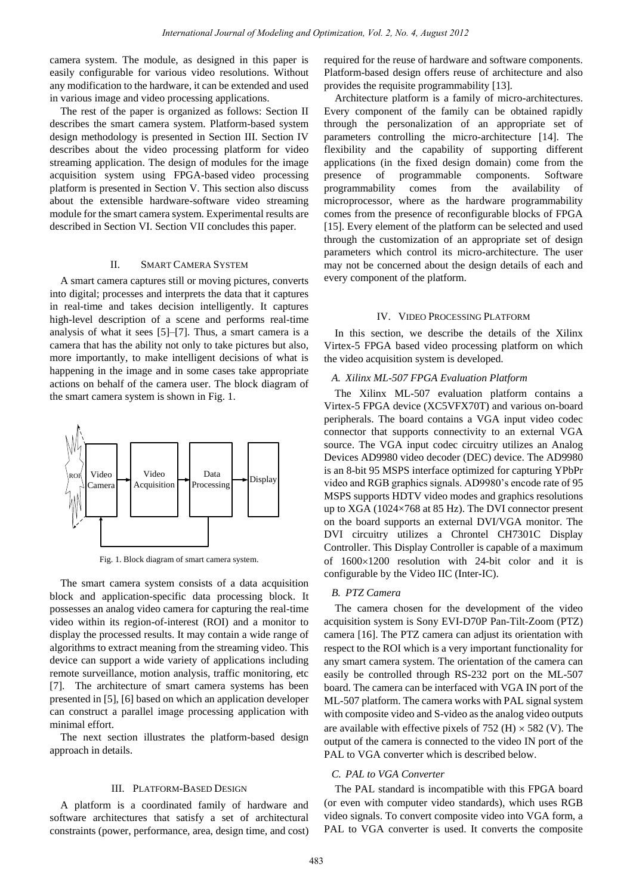camera system. The module, as designed in this paper is easily configurable for various video resolutions. Without any modification to the hardware, it can be extended and used in various image and video processing applications.

The rest of the paper is organized as follows: Section II describes the smart camera system. Platform-based system design methodology is presented in Section III. Section IV describes about the video processing platform for video streaming application. The design of modules for the image acquisition system using FPGA-based video processing platform is presented in Section V. This section also discuss about the extensible hardware-software video streaming module for the smart camera system. Experimental results are described in Section VI. Section VII concludes this paper.

## II. Smart Camera System

A smart camera captures still or moving pictures, converts into digital; processes and interprets the data that it captures in real-time and takes decision intelligently. It captures high-level description of a scene and performs real-time analysis of what it sees [5]–[7]. Thus, a smart camera is a camera that has the ability not only to take pictures but also, more importantly, to make intelligent decisions of what is happening in the image and in some cases take appropriate actions on behalf of the camera user. The block diagram of the smart camera system is shown in Fig. 1.

ROI

Video Camera

Video Acquisition

Data Processing

Display

Fig. 1. Block diagram of smart camera system.

The smart camera system consists of a data acquisition block and application-specific data processing block. It possesses an analog video camera for capturing the real-time video within its region-of-interest (ROI) and a monitor to display the processed results. It may contain a wide range of algorithms to extract meaning from the streaming video. This device can support a wide variety of applications including remote surveillance, motion analysis, traffic monitoring, etc [7]. The architecture of smart camera systems has been presented in [5], [6] based on which an application developer can construct a parallel image processing application with minimal effort.

The next section illustrates the platform-based design approach in details.

## III. Platform-Based Design

A platform is a coordinated family of hardware and software architectures that satisfy a set of architectural constraints (power, performance, area, design time, and cost) required for the reuse of hardware and software components. Platform-based design offers reuse of architecture and also provides the requisite programmability [13].

Architecture platform is a family of micro-architectures. Every component of the family can be obtained rapidly through the personalization of an appropriate set of parameters controlling the micro-architecture [14]. The flexibility and the capability of supporting different applications (in the fixed design domain) come from the presence of programmable components. Software programmability comes from the availability of microprocessor, where as the hardware programmability comes from the presence of reconfigurable blocks of FPGA [15]. Every element of the platform can be selected and used through the customization of an appropriate set of design parameters which control its micro-architecture. The user may not be concerned about the design details of each and every component of the platform.

## IV. Video Processing Platform

In this section, we describe the details of the Xilinx Virtex-5 FPGA based video processing platform on which the video acquisition system is developed.

### *A. Xilinx ML-507 FPGA Evaluation Platform*

The Xilinx ML-507 evaluation platform contains a Virtex-5 FPGA device (XC5VFX70T) and various on-board peripherals. The board contains a VGA input video codec connector that supports connectivity to an external VGA source. The VGA input codec circuitry utilizes an Analog Devices AD9980 video decoder (DEC) device. The AD9980 is an 8-bit 95 MSPS interface optimized for capturing YPbPr video and RGB graphics signals. AD9980's encode rate of 95 MSPS supports HDTV video modes and graphics resolutions up to XGA (1024×768 at 85 Hz). The DVI connector present on the board supports an external DVI/VGA monitor. The DVI circuitry utilizes a Chrontel CH7301C Display Controller. This Display Controller is capable of a maximum of 1600×1200 resolution with 24-bit color and it is configurable by the Video IIC (Inter-IC).

### *B. PTZ Camera*

The camera chosen for the development of the video acquisition system is Sony EVI-D70P Pan-Tilt-Zoom (PTZ) camera [16]. The PTZ camera can adjust its orientation with respect to the ROI which is a very important functionality for any smart camera system. The orientation of the camera can easily be controlled through RS-232 port on the ML-507 board. The camera can be interfaced with VGA IN port of the ML-507 platform. The camera works with PAL signal system with composite video and S-video as the analog video outputs are available with effective pixels of 752 (H) × 582 (V). The output of the camera is connected to the video IN port of the PAL to VGA converter which is described below.

### *C. PAL to VGA Converter*

The PAL standard is incompatible with this FPGA board (or even with computer video standards), which uses RGB video signals. To convert composite video into VGA form, a PAL to VGA converter is used. It converts the composite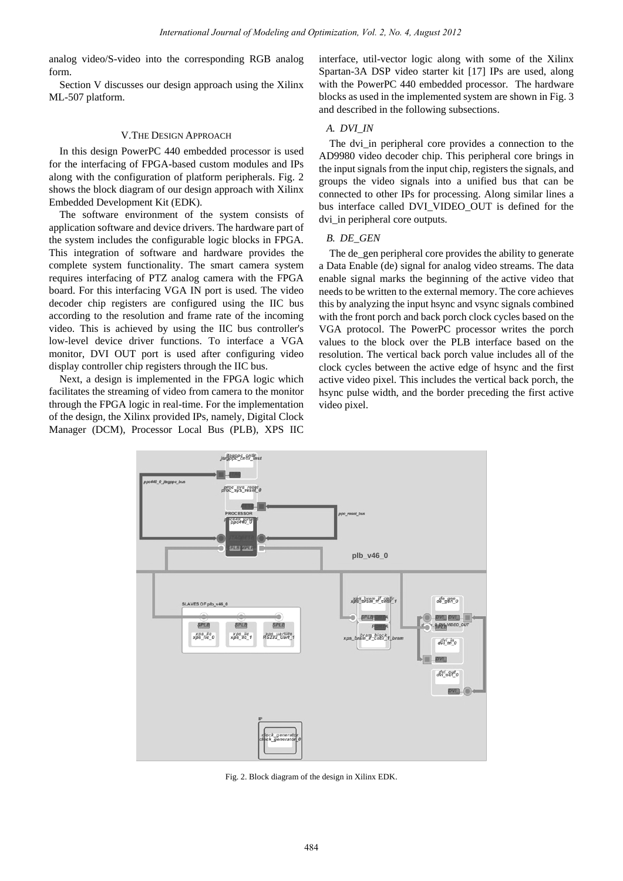analog video/S-video into the corresponding RGB analog form.

Section V discusses our design approach using the Xilinx ML-507 platform.

## V. The Design Approach

In this design PowerPC 440 embedded processor is used for the interfacing of FPGA-based custom modules and IPs along with the configuration of platform peripherals. Fig. 2 shows the block diagram of our design approach with Xilinx Embedded Development Kit (EDK).

The software environment of the system consists of application software and device drivers. The hardware part of the system includes the configurable logic blocks in FPGA. This integration of software and hardware provides the complete system functionality. The smart camera system requires interfacing of PTZ analog camera with the FPGA board. For this interfacing VGA IN port is used. The video decoder chip registers are configured using the IIC bus according to the resolution and frame rate of the incoming video. This is achieved by using the IIC bus controller's low-level device driver functions. To interface a VGA monitor, DVI OUT port is used after configuring video display controller chip registers through the IIC bus.

Next, a design is implemented in the FPGA logic which facilitates the streaming of video from camera to the monitor through the FPGA logic in real-time. For the implementation of the design, the Xilinx provided IPs, namely, Digital Clock Manager (DCM), Processor Local Bus (PLB), XPS IIC interface, util-vector logic along with some of the Xilinx Spartan-3A DSP video starter kit [17] IPs are used, along with the PowerPC 440 embedded processor. The hardware blocks as used in the implemented system are shown in Fig. 3 and described in the following subsections.

### A. DVI_IN

The dvi_in peripheral core provides a connection to the AD9980 video decoder chip. This peripheral core brings in the input signals from the input chip, registers the signals, and groups the video signals into a unified bus that can be connected to other IPs for processing. Along similar lines a bus interface called DVI_VIDEO_OUT is defined for the dvi_in peripheral core outputs.

### B. DE_GEN

The de_gen peripheral core provides the ability to generate a Data Enable (de) signal for analog video streams. The data enable signal marks the beginning of the active video that needs to be written to the external memory. The core achieves this by analyzing the input hsync and vsync signals combined with the front porch and back porch clock cycles based on the VGA protocol. The PowerPC processor writes the porch values to the block over the PLB interface based on the resolution. The vertical back porch value includes all of the clock cycles between the active edge of hsync and the first active video pixel. This includes the vertical back porch, the hsync pulse width, and the border preceding the first active video pixel.

Fig. 2. Block diagram of the design in Xilinx EDK.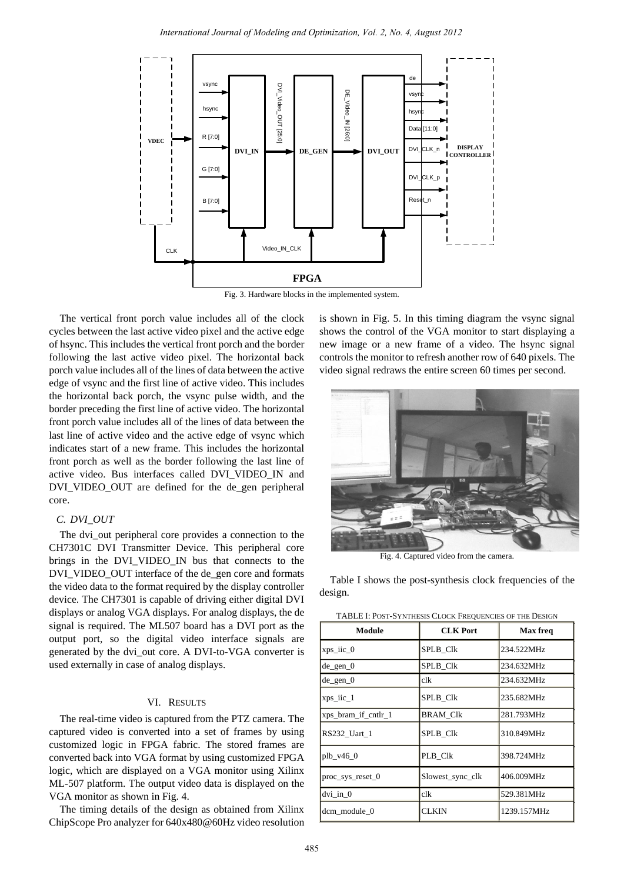VDEC

vsync

hsync

R [7:0]

G [7:0]

B [7:0]

DVI_IN

DVI_Video_OUT [25:0]

DE_GEN

DE_Video_IN [26:0]

DVI_OUT

de

vsync

hsync

Data [11:0]

DVI_CLK_n

DVI_CLK_p

Reset_n

DISPLAY CONTROLLER

CLK

Video_IN_CLK

FPGA

Fig. 3. Hardware blocks in the implemented system.

The vertical front porch value includes all of the clock cycles between the last active video pixel and the active edge of hsync. This includes the vertical front porch and the border following the last active video pixel. The horizontal back porch value includes all of the lines of data between the active edge of vsync and the first line of active video. This includes the horizontal back porch, the vsync pulse width, and the border preceding the first line of active video. The horizontal front porch value includes all of the lines of data between the last line of active video and the active edge of vsync which indicates start of a new frame. This includes the horizontal front porch as well as the border following the last line of active video. Bus interfaces called DVI_VIDEO_IN and DVI_VIDEO_OUT are defined for the de_gen peripheral core.

### *C. DVI_OUT*

The dvi_out peripheral core provides a connection to the CH7301C DVI Transmitter Device. This peripheral core brings in the DVI_VIDEO_IN bus that connects to the DVI_VIDEO_OUT interface of the de_gen core and formats the video data to the format required by the display controller device. The CH7301 is capable of driving either digital DVI displays or analog VGA displays. For analog displays, the de signal is required. The ML507 board has a DVI port as the output port, so the digital video interface signals are generated by the dvi_out core. A DVI-to-VGA converter is used externally in case of analog displays.

## VI. Results

The real-time video is captured from the PTZ camera. The captured video is converted into a set of frames by using customized logic in FPGA fabric. The stored frames are converted back into VGA format by using customized FPGA logic, which are displayed on a VGA monitor using Xilinx ML-507 platform. The output video data is displayed on the VGA monitor as shown in Fig. 4.

The timing details of the design as obtained from Xilinx ChipScope Pro analyzer for 640x480@60Hz video resolution is shown in Fig. 5. In this timing diagram the vsync signal shows the control of the VGA monitor to start displaying a new image or a new frame of a video. The hsync signal controls the monitor to refresh another row of 640 pixels. The video signal redraws the entire screen 60 times per second.

Fig. 4. Captured video from the camera.

Table I shows the post-synthesis clock frequencies of the design.

TABLE I: Post-Synthesis Clock Frequencies of the Design

| Module | CLK Port | Max freq |
|---|---|---|
| xps_iic_0 | SPLB_Clk | 234.522MHz |
| de_gen_0 | SPLB_Clk | 234.632MHz |
| de_gen_0 | clk | 234.632MHz |
| xps_iic_1 | SPLB_Clk | 235.682MHz |
| xps_bram_if_cntlr_1 | BRAM_Clk | 281.793MHz |
| RS232_Uart_1 | SPLB_Clk | 310.849MHz |
| plb_v46_0 | PLB_Clk | 398.724MHz |
| proc_sys_reset_0 | Slowest_sync_clk | 406.009MHz |
| dvi_in_0 | clk | 529.381MHz |
| dcm_module_0 | CLKIN | 1239.157MHz |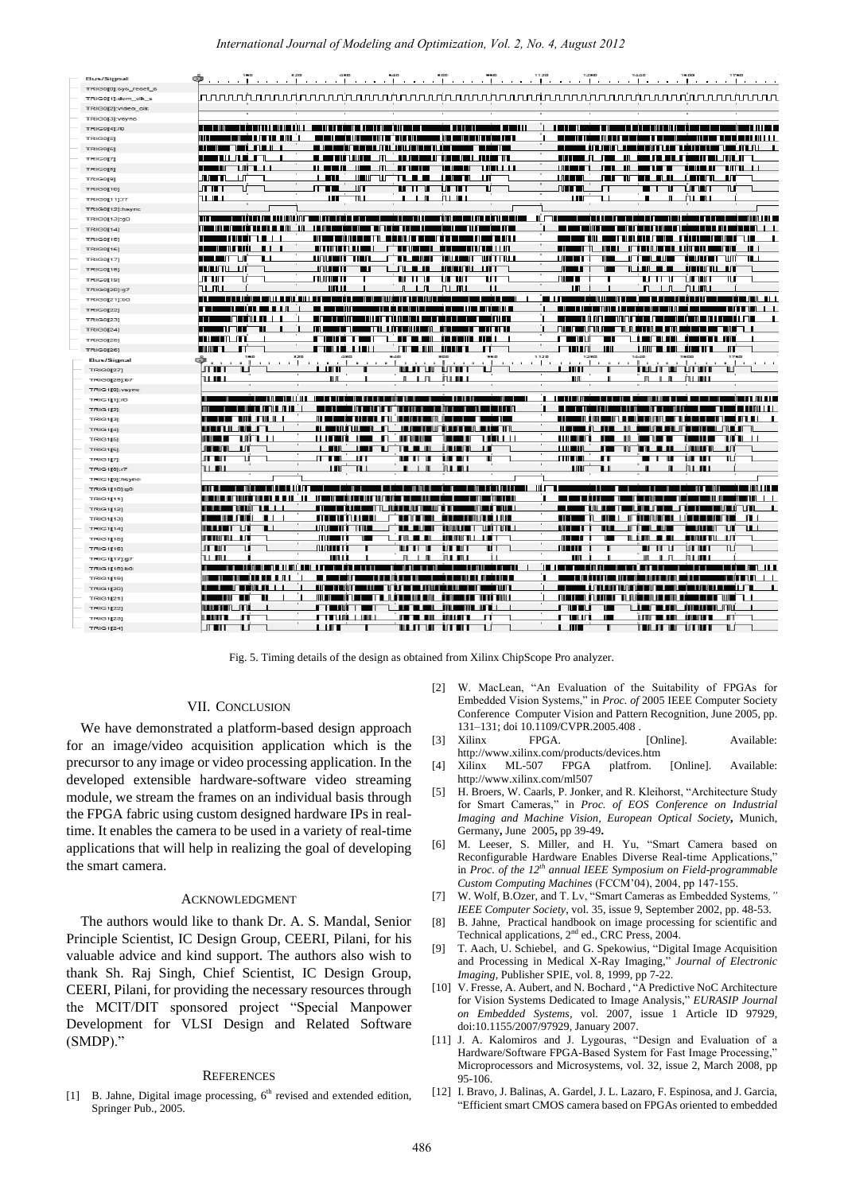Bus/Signal

TRIG0[0]:sys_reset_s

TRIG0[1]:dcm_clk_s

TRIG0[2]:video_clk

TRIG0[3]:vsync

TRIG0[4]:r0

TRIG0[5]

TRIG0[6]

TRIG0[7]

TRIG0[8]

TRIG0[9]

TRIG0[10]

TRIG0[11]:r7

TRIG0[12]:hsync

TRIG0[13]:g0

TRIG0[14]

TRIG0[15]

TRIG0[16]

TRIG0[17]

TRIG0[18]

TRIG0[19]

TRIG0[20]:g7

TRIG0[21]:b0

TRIG0[22]

TRIG0[23]

TRIG0[24]

TRIG0[25]

TRIG0[26]

Bus/Signal

TRIG0[27]

TRIG0[28]:b7

TRIG1[0]:vsync

TRIG1[1]:r0

TRIG1[2]

TRIG1[3]

TRIG1[4]

TRIG1[5]

TRIG1[6]

TRIG1[7]

TRIG1[8]:r7

TRIG1[9]:hsync

TRIG1[10]:g0

TRIG1[11]

TRIG1[12]

TRIG1[13]

TRIG1[14]

TRIG1[15]

TRIG1[16]

TRIG1[17]:g7

TRIG1[18]:b0

TRIG1[19]

TRIG1[20]

TRIG1[21]

TRIG1[22]

TRIG1[23]

TRIG1[24]

160 320 480 640 800 960 1120 1280 1440 1600 1760

Fig. 5. Timing details of the design as obtained from Xilinx ChipScope Pro analyzer.

## VII. Conclusion

We have demonstrated a platform-based design approach for an image/video acquisition application which is the precursor to any image or video processing application. In the developed extensible hardware-software video streaming module, we stream the frames on an individual basis through the FPGA fabric using custom designed hardware IPs in real-time. It enables the camera to be used in a variety of real-time applications that will help in realizing the goal of developing the smart camera.

## Acknowledgment

The authors would like to thank Dr. A. S. Mandal, Senior Principle Scientist, IC Design Group, CEERI, Pilani, for his valuable advice and kind support. The authors also wish to thank Sh. Raj Singh, Chief Scientist, IC Design Group, CEERI, Pilani, for providing the necessary resources through the MCIT/DIT sponsored project "Special Manpower Development for VLSI Design and Related Software (SMDP)."

## References

[1] B. Jahne, Digital image processing, 6th revised and extended edition, Springer Pub., 2005.

[2] W. MacLean, "An Evaluation of the Suitability of FPGAs for Embedded Vision Systems," in *Proc. of* 2005 IEEE Computer Society Conference Computer Vision and Pattern Recognition, June 2005, pp. 131–131; doi 10.1109/CVPR.2005.408 .

[3] Xilinx FPGA. [Online]. Available: http://www.xilinx.com/products/devices.htm

[4] Xilinx ML-507 FPGA platfrom. [Online]. Available: http://www.xilinx.com/ml507

[5] H. Broers, W. Caarls, P. Jonker, and R. Kleihorst, "Architecture Study for Smart Cameras," in *Proc. of EOS Conference on Industrial Imaging and Machine Vision, European Optical Society***,** Munich, Germany**,** June 2005**,** pp 39-49**.**

[6] M. Leeser, S. Miller, and H. Yu, "Smart Camera based on Reconfigurable Hardware Enables Diverse Real-time Applications," in *Proc. of the 12th annual IEEE Symposium on Field-programmable Custom Computing Machines* (FCCM'04), 2004, pp 147-155.

[7] W. Wolf, B.Ozer, and T. Lv, "Smart Cameras as Embedded Systems*," IEEE Computer Society*, vol. 35, issue 9, September 2002, pp. 48-53.

[8] B. Jahne, Practical handbook on image processing for scientific and Technical applications, 2nd ed., CRC Press, 2004.

[9] T. Aach, U. Schiebel, and G. Spekowius, "Digital Image Acquisition and Processing in Medical X-Ray Imaging," *Journal of Electronic Imaging*, Publisher SPIE, vol. 8, 1999, pp 7-22.

[10] V. Fresse, A. Aubert, and N. Bochard , "A Predictive NoC Architecture for Vision Systems Dedicated to Image Analysis," *EURASIP Journal on Embedded Systems*, vol. 2007, issue 1 Article ID 97929, doi:10.1155/2007/97929, January 2007.

[11] J. A. Kalomiros and J. Lygouras, "Design and Evaluation of a Hardware/Software FPGA-Based System for Fast Image Processing," Microprocessors and Microsystems, vol. 32, issue 2, March 2008, pp 95-106.

[12] I. Bravo, J. Balinas, A. Gardel, J. L. Lazaro, F. Espinosa, and J. Garcia, "Efficient smart CMOS camera based on FPGAs oriented to embedded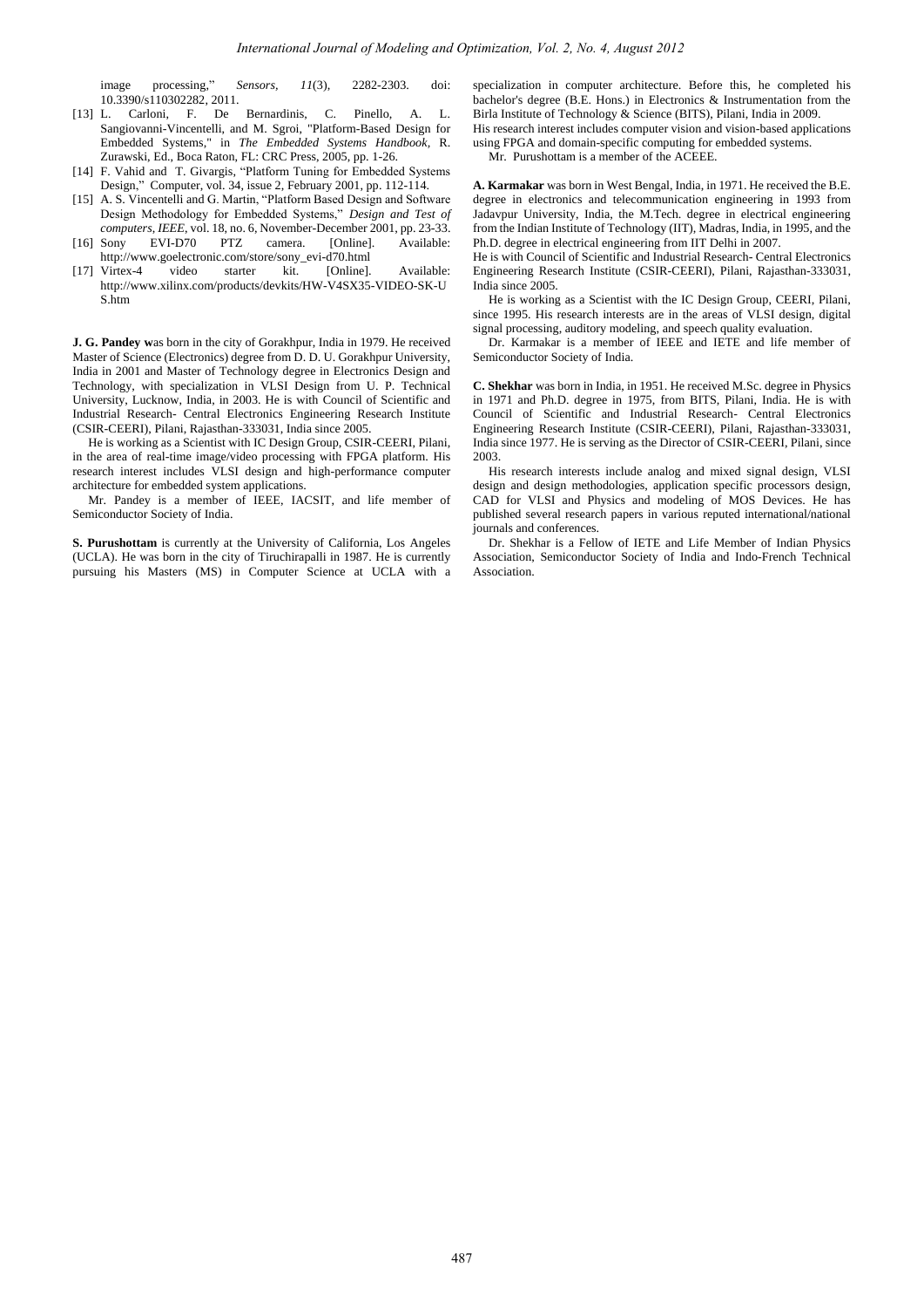image processing," *Sensors*, *11*(3), 2282-2303. doi: 10.3390/s110302282, 2011.

[13] L. Carloni, F. De Bernardinis, C. Pinello, A. L. Sangiovanni-Vincentelli, and M. Sgroi, "Platform-Based Design for Embedded Systems," in *The Embedded Systems Handbook*, R. Zurawski, Ed., Boca Raton, FL: CRC Press, 2005, pp. 1-26.

[14] F. Vahid and T. Givargis, "Platform Tuning for Embedded Systems Design," Computer, vol. 34, issue 2, February 2001, pp. 112-114.

[15] A. S. Vincentelli and G. Martin, "Platform Based Design and Software Design Methodology for Embedded Systems," *Design and Test of computers, IEEE*, vol. 18, no. 6, November-December 2001, pp. 23-33.

[16] Sony EVI-D70 PTZ camera. [Online]. Available: http://www.goelectronic.com/store/sony_evi-d70.html

[17] Virtex-4 video starter kit. [Online]. Available: http://www.xilinx.com/products/devkits/HW-V4SX35-VIDEO-SK-US.htm

**J. G. Pandey w**as born in the city of Gorakhpur, India in 1979. He received Master of Science (Electronics) degree from D. D. U. Gorakhpur University, India in 2001 and Master of Technology degree in Electronics Design and Technology, with specialization in VLSI Design from U. P. Technical University, Lucknow, India, in 2003. He is with Council of Scientific and Industrial Research- Central Electronics Engineering Research Institute (CSIR-CEERI), Pilani, Rajasthan-333031, India since 2005.

He is working as a Scientist with IC Design Group, CSIR-CEERI, Pilani, in the area of real-time image/video processing with FPGA platform. His research interest includes VLSI design and high-performance computer architecture for embedded system applications.

Mr. Pandey is a member of IEEE, IACSIT, and life member of Semiconductor Society of India.

**S. Purushottam** is currently at the University of California, Los Angeles (UCLA). He was born in the city of Tiruchirapalli in 1987. He is currently pursuing his Masters (MS) in Computer Science at UCLA with a specialization in computer architecture. Before this, he completed his bachelor's degree (B.E. Hons.) in Electronics & Instrumentation from the Birla Institute of Technology & Science (BITS), Pilani, India in 2009.

His research interest includes computer vision and vision-based applications using FPGA and domain-specific computing for embedded systems.

Mr. Purushottam is a member of the ACEEE.

**A. Karmakar** was born in West Bengal, India, in 1971. He received the B.E. degree in electronics and telecommunication engineering in 1993 from Jadavpur University, India, the M.Tech. degree in electrical engineering from the Indian Institute of Technology (IIT), Madras, India, in 1995, and the Ph.D. degree in electrical engineering from IIT Delhi in 2007.

He is with Council of Scientific and Industrial Research- Central Electronics Engineering Research Institute (CSIR-CEERI), Pilani, Rajasthan-333031, India since 2005.

He is working as a Scientist with the IC Design Group, CEERI, Pilani, since 1995. His research interests are in the areas of VLSI design, digital signal processing, auditory modeling, and speech quality evaluation.

Dr. Karmakar is a member of IEEE and IETE and life member of Semiconductor Society of India.

**C. Shekhar** was born in India, in 1951. He received M.Sc. degree in Physics in 1971 and Ph.D. degree in 1975, from BITS, Pilani, India. He is with Council of Scientific and Industrial Research- Central Electronics Engineering Research Institute (CSIR-CEERI), Pilani, Rajasthan-333031, India since 1977. He is serving as the Director of CSIR-CEERI, Pilani, since 2003.

His research interests include analog and mixed signal design, VLSI design and design methodologies, application specific processors design, CAD for VLSI and Physics and modeling of MOS Devices. He has published several research papers in various reputed international/national journals and conferences.

Dr. Shekhar is a Fellow of IETE and Life Member of Indian Physics Association, Semiconductor Society of India and Indo-French Technical Association.